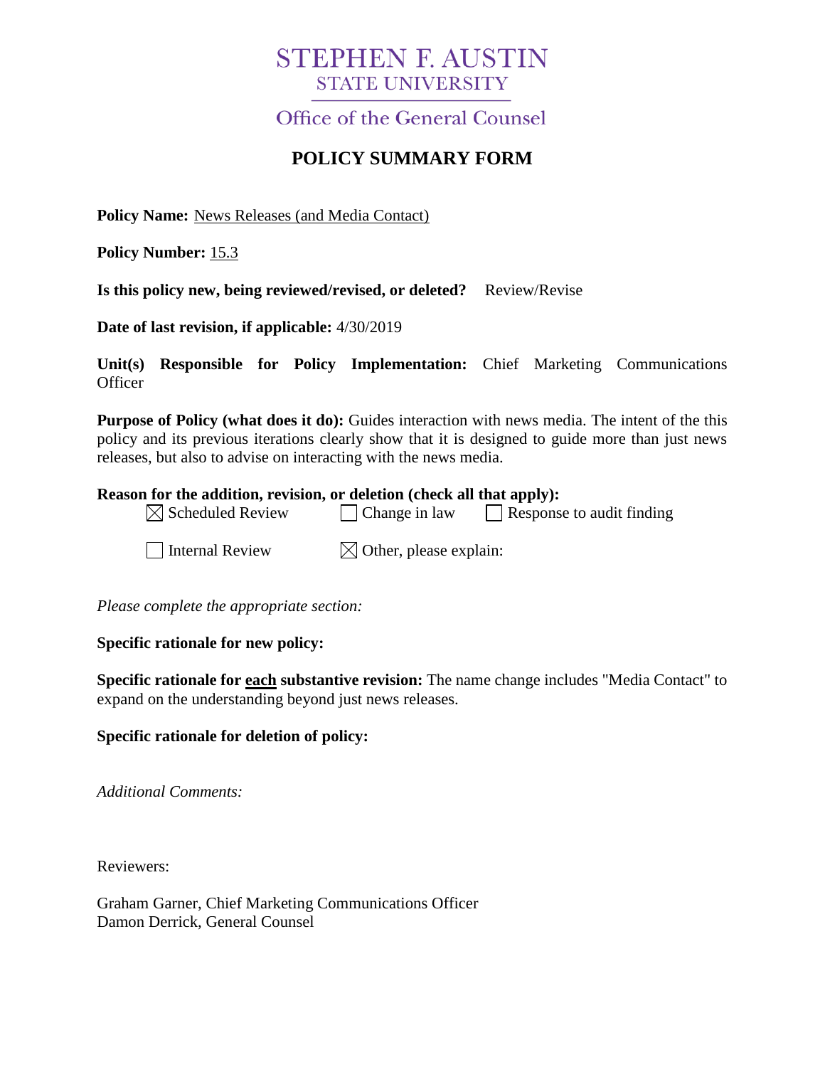# STEPHEN F. AUSTIN
## STATE UNIVERSITY

Office of the General Counsel

## POLICY SUMMARY FORM

**Policy Name:** News Releases (and Media Contact)

**Policy Number:** 15.3

**Is this policy new, being reviewed/revised, or deleted?** Review/Revise

**Date of last revision, if applicable:** 4/30/2019

**Unit(s) Responsible for Policy Implementation:** Chief Marketing Communications Officer

**Purpose of Policy (what does it do):** Guides interaction with news media. The intent of the this policy and its previous iterations clearly show that it is designed to guide more than just news releases, but also to advise on interacting with the news media.

**Reason for the addition, revision, or deletion (check all that apply):**

- [x] Scheduled Review
- [ ] Change in law
- [ ] Response to audit finding
- [ ] Internal Review
- [x] Other, please explain:

*Please complete the appropriate section:*

**Specific rationale for new policy:**

**Specific rationale for each substantive revision:** The name change includes "Media Contact" to expand on the understanding beyond just news releases.

**Specific rationale for deletion of policy:**

*Additional Comments:*

Reviewers:

Graham Garner, Chief Marketing Communications Officer
Damon Derrick, General Counsel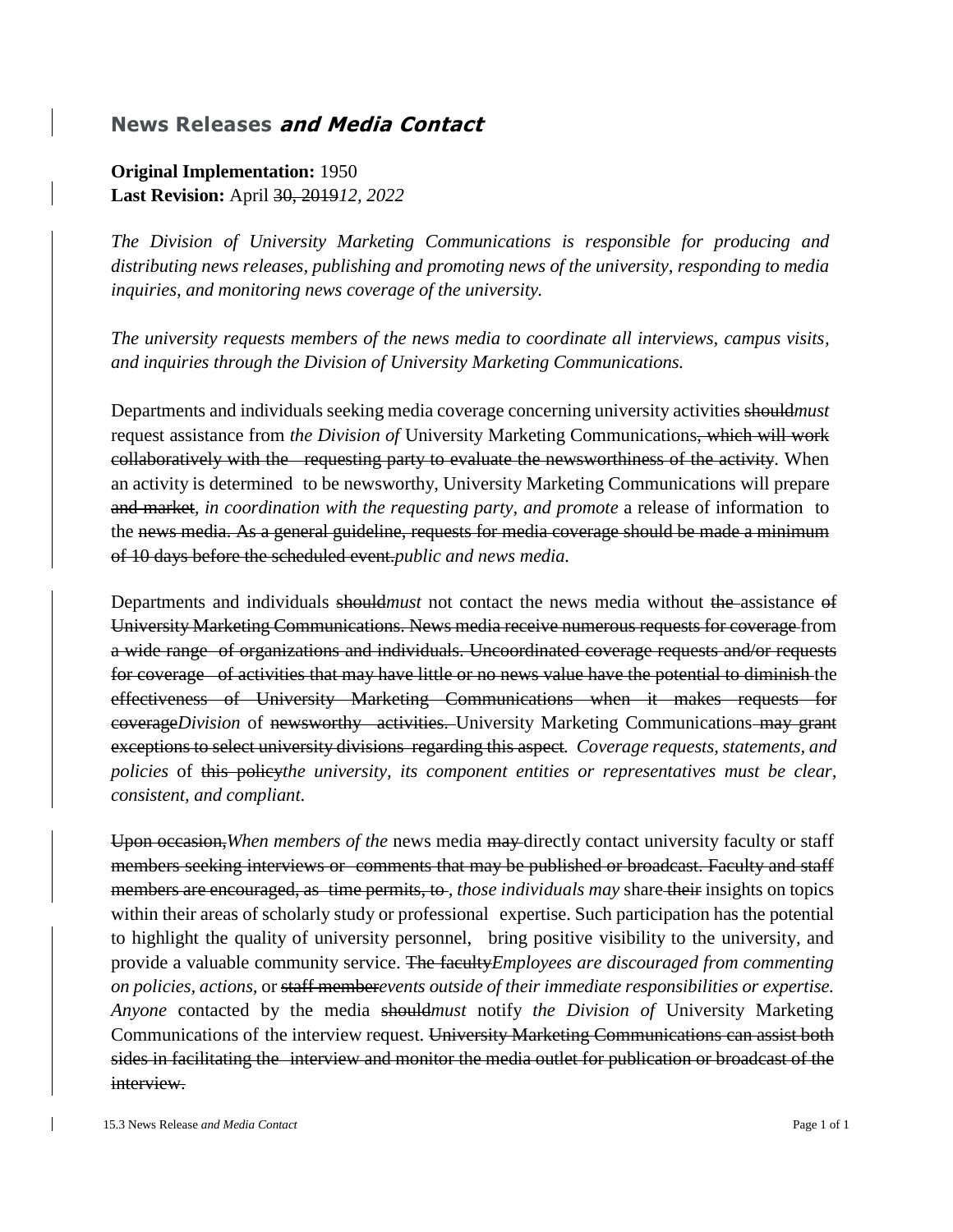## **News Releases *and Media Contact***

**Original Implementation:** 1950
**Last Revision:** April ~~30, 2019~~*12, 2022*

*The Division of University Marketing Communications is responsible for producing and distributing news releases, publishing and promoting news of the university, responding to media inquiries, and monitoring news coverage of the university.*

*The university requests members of the news media to coordinate all interviews, campus visits, and inquiries through the Division of University Marketing Communications.*

Departments and individuals seeking media coverage concerning university activities ~~should~~*must* request assistance from *the Division of* University Marketing Communications~~, which will work collaboratively with the requesting party to evaluate the newsworthiness of the activity~~. When an activity is determined to be newsworthy, University Marketing Communications will prepare ~~and market~~*, in coordination with the requesting party, and promote* a release of information to the ~~news media. As a general guideline, requests for media coverage should be made a minimum of 10 days before the scheduled event.~~*public and news media.*

Departments and individuals ~~should~~*must* not contact the news media without ~~the~~ assistance ~~of University Marketing Communications. News media receive numerous requests for coverage~~ from ~~a wide range of organizations and individuals. Uncoordinated coverage requests and/or requests for coverage of activities that may have little or no news value have the potential to diminish~~ the ~~effectiveness of University Marketing Communications when it makes requests for coverage~~*Division* of ~~newsworthy activities.~~ University Marketing Communications ~~may grant exceptions to select university divisions regarding this aspect~~. *Coverage requests, statements, and policies* of ~~this policy~~*the university, its component entities or representatives must be clear, consistent, and compliant.*

~~Upon occasion,~~*When members of the* news media ~~may~~ directly contact university faculty or staff ~~members seeking interviews or comments that may be published or broadcast. Faculty and staff members are encouraged, as time permits, to~~*, those individuals may* share ~~their~~ insights on topics within their areas of scholarly study or professional expertise. Such participation has the potential to highlight the quality of university personnel, bring positive visibility to the university, and provide a valuable community service. ~~The faculty~~*Employees are discouraged from commenting on policies, actions,* or ~~staff member~~*events outside of their immediate responsibilities or expertise. Anyone* contacted by the media ~~should~~*must* notify *the Division of* University Marketing Communications of the interview request. ~~University Marketing Communications can assist both sides in facilitating the interview and monitor the media outlet for publication or broadcast of the interview.~~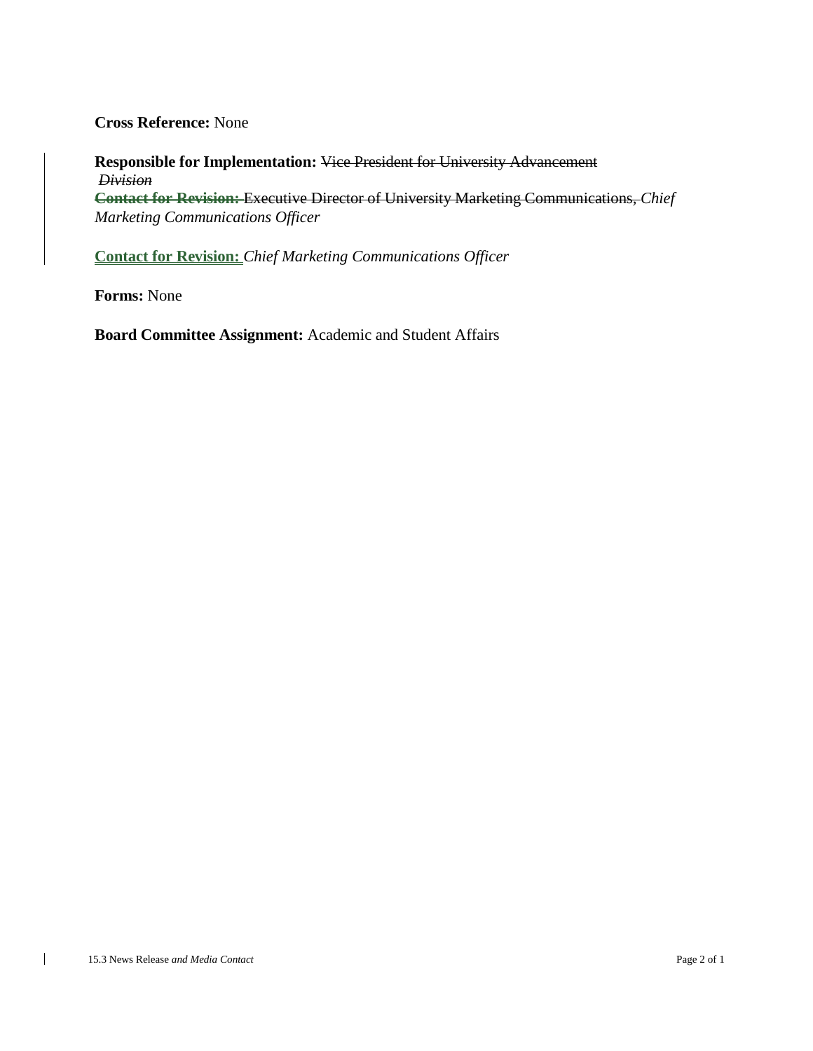**Cross Reference:** None

**Responsible for Implementation:** ~~Vice President for University Advancement~~
~~*Division*~~
~~**Contact for Revision:**~~ ~~Executive Director of University Marketing Communications,~~ *Chief Marketing Communications Officer*

**Contact for Revision:** *Chief Marketing Communications Officer*

**Forms:** None

**Board Committee Assignment:** Academic and Student Affairs